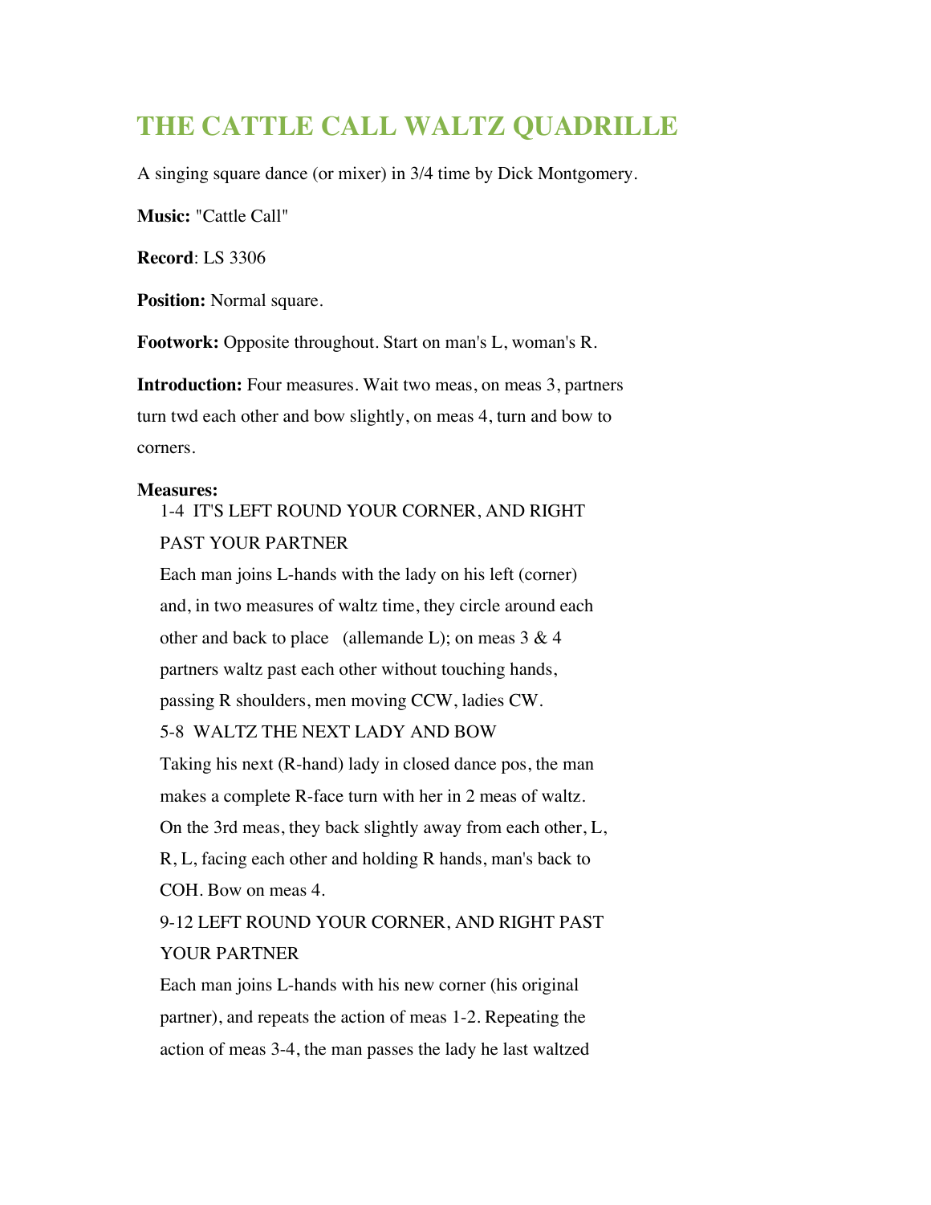# THE CATTLE CALL WALTZ QUADRILLE

A singing square dance (or mixer) in 3/4 time by Dick Montgomery.

**Music:** "Cattle Call"

**Record**: LS 3306

**Position:** Normal square.

**Footwork:** Opposite throughout. Start on man's L, woman's R.

**Introduction:** Four measures. Wait two meas, on meas 3, partners turn twd each other and bow slightly, on meas 4, turn and bow to corners.

**Measures:**

1-4 IT'S LEFT ROUND YOUR CORNER, AND RIGHT PAST YOUR PARTNER

Each man joins L-hands with the lady on his left (corner) and, in two measures of waltz time, they circle around each other and back to place (allemande L); on meas 3 & 4 partners waltz past each other without touching hands, passing R shoulders, men moving CCW, ladies CW.

5-8 WALTZ THE NEXT LADY AND BOW

Taking his next (R-hand) lady in closed dance pos, the man makes a complete R-face turn with her in 2 meas of waltz. On the 3rd meas, they back slightly away from each other, L, R, L, facing each other and holding R hands, man's back to COH. Bow on meas 4.

9-12 LEFT ROUND YOUR CORNER, AND RIGHT PAST YOUR PARTNER

Each man joins L-hands with his new corner (his original partner), and repeats the action of meas 1-2. Repeating the action of meas 3-4, the man passes the lady he last waltzed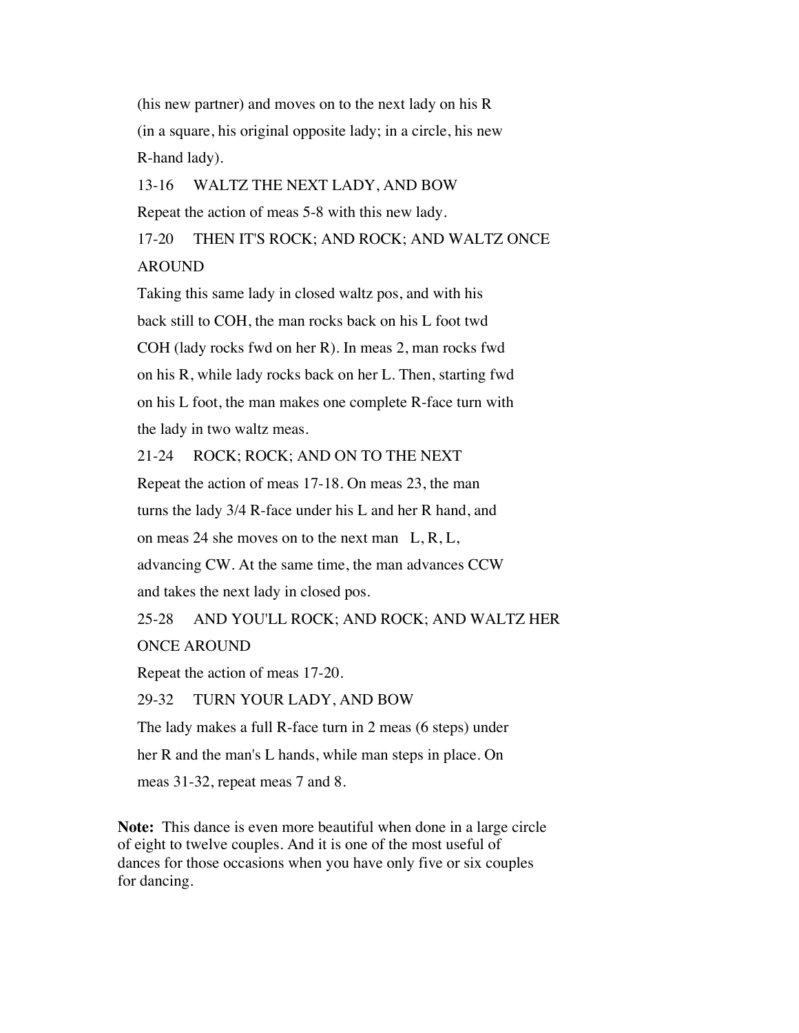(his new partner) and moves on to the next lady on his R (in a square, his original opposite lady; in a circle, his new R-hand lady).

13-16 WALTZ THE NEXT LADY, AND BOW

Repeat the action of meas 5-8 with this new lady.

17-20 THEN IT'S ROCK; AND ROCK; AND WALTZ ONCE AROUND

Taking this same lady in closed waltz pos, and with his back still to COH, the man rocks back on his L foot twd COH (lady rocks fwd on her R). In meas 2, man rocks fwd on his R, while lady rocks back on her L. Then, starting fwd on his L foot, the man makes one complete R-face turn with the lady in two waltz meas.

21-24 ROCK; ROCK; AND ON TO THE NEXT

Repeat the action of meas 17-18. On meas 23, the man turns the lady 3/4 R-face under his L and her R hand, and on meas 24 she moves on to the next man L, R, L, advancing CW. At the same time, the man advances CCW and takes the next lady in closed pos.

25-28 AND YOU'LL ROCK; AND ROCK; AND WALTZ HER ONCE AROUND

Repeat the action of meas 17-20.

29-32 TURN YOUR LADY, AND BOW

The lady makes a full R-face turn in 2 meas (6 steps) under her R and the man's L hands, while man steps in place. On meas 31-32, repeat meas 7 and 8.

**Note:** This dance is even more beautiful when done in a large circle of eight to twelve couples. And it is one of the most useful of dances for those occasions when you have only five or six couples for dancing.